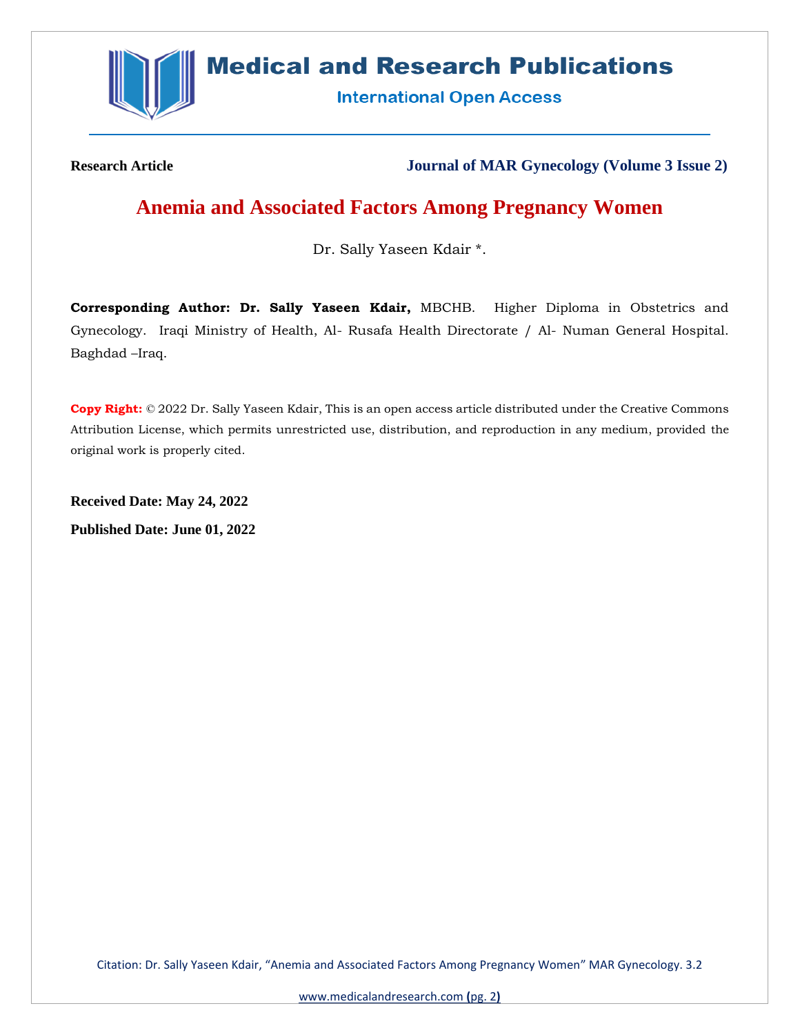**Research Article** **Journal of MAR Gynecology (Volume 3 Issue 2)**

# Anemia and Associated Factors Among Pregnancy Women

Dr. Sally Yaseen Kdair *.

**Corresponding Author: Dr. Sally Yaseen Kdair,** MBCHB. Higher Diploma in Obstetrics and Gynecology. Iraqi Ministry of Health, Al- Rusafa Health Directorate / Al- Numan General Hospital. Baghdad –Iraq.

**Copy Right:** © 2022 Dr. Sally Yaseen Kdair, This is an open access article distributed under the Creative Commons Attribution License, which permits unrestricted use, distribution, and reproduction in any medium, provided the original work is properly cited.

**Received Date: May 24, 2022**

**Published Date: June 01, 2022**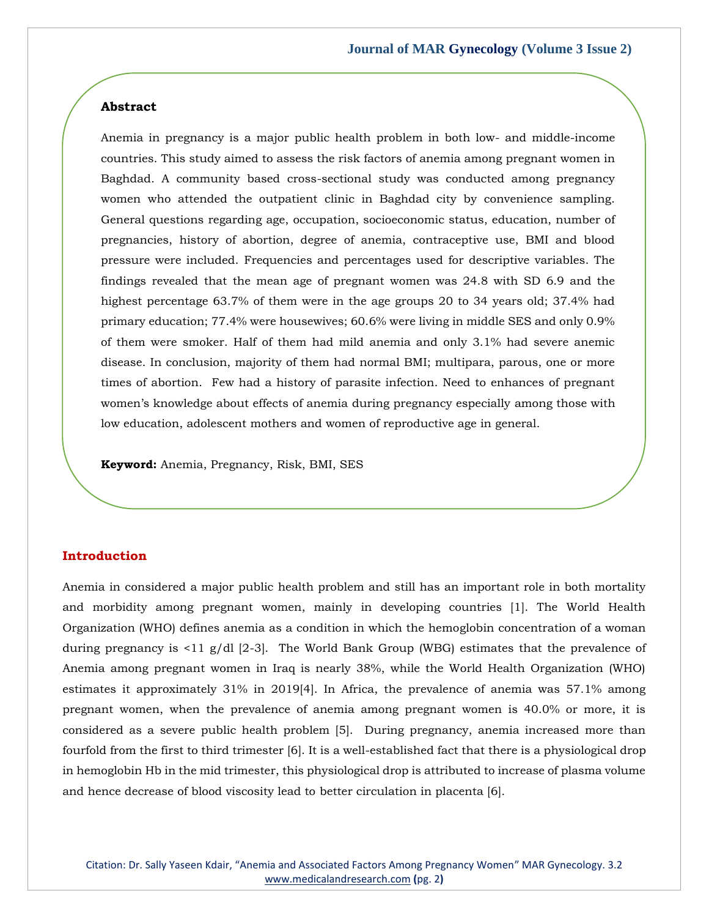## Abstract

Anemia in pregnancy is a major public health problem in both low- and middle-income countries. This study aimed to assess the risk factors of anemia among pregnant women in Baghdad. A community based cross-sectional study was conducted among pregnancy women who attended the outpatient clinic in Baghdad city by convenience sampling. General questions regarding age, occupation, socioeconomic status, education, number of pregnancies, history of abortion, degree of anemia, contraceptive use, BMI and blood pressure were included. Frequencies and percentages used for descriptive variables. The findings revealed that the mean age of pregnant women was 24.8 with SD 6.9 and the highest percentage 63.7% of them were in the age groups 20 to 34 years old; 37.4% had primary education; 77.4% were housewives; 60.6% were living in middle SES and only 0.9% of them were smoker. Half of them had mild anemia and only 3.1% had severe anemic disease. In conclusion, majority of them had normal BMI; multipara, parous, one or more times of abortion. Few had a history of parasite infection. Need to enhances of pregnant women's knowledge about effects of anemia during pregnancy especially among those with low education, adolescent mothers and women of reproductive age in general.

**Keyword:** Anemia, Pregnancy, Risk, BMI, SES

## Introduction

Anemia in considered a major public health problem and still has an important role in both mortality and morbidity among pregnant women, mainly in developing countries [1]. The World Health Organization (WHO) defines anemia as a condition in which the hemoglobin concentration of a woman during pregnancy is <11 g/dl [2-3]. The World Bank Group (WBG) estimates that the prevalence of Anemia among pregnant women in Iraq is nearly 38%, while the World Health Organization (WHO) estimates it approximately 31% in 2019[4]. In Africa, the prevalence of anemia was 57.1% among pregnant women, when the prevalence of anemia among pregnant women is 40.0% or more, it is considered as a severe public health problem [5]. During pregnancy, anemia increased more than fourfold from the first to third trimester [6]. It is a well-established fact that there is a physiological drop in hemoglobin Hb in the mid trimester, this physiological drop is attributed to increase of plasma volume and hence decrease of blood viscosity lead to better circulation in placenta [6].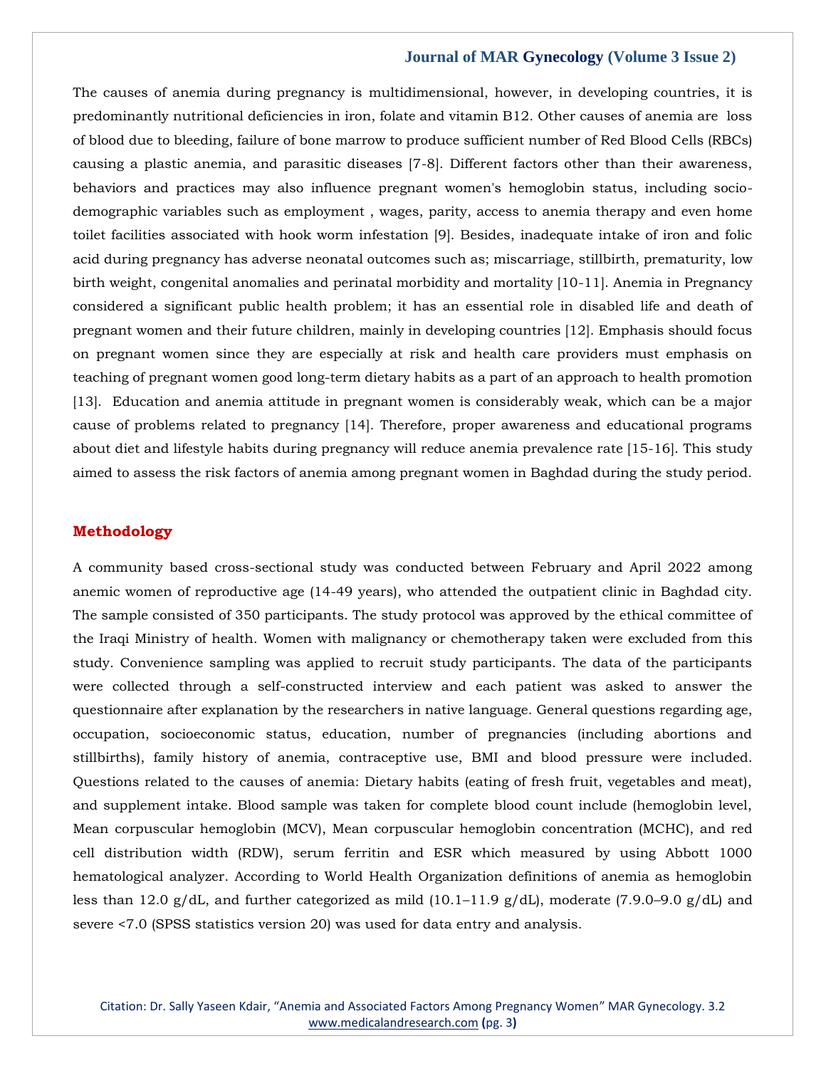The causes of anemia during pregnancy is multidimensional, however, in developing countries, it is predominantly nutritional deficiencies in iron, folate and vitamin B12. Other causes of anemia are loss of blood due to bleeding, failure of bone marrow to produce sufficient number of Red Blood Cells (RBCs) causing a plastic anemia, and parasitic diseases [7-8]. Different factors other than their awareness, behaviors and practices may also influence pregnant women's hemoglobin status, including socio-demographic variables such as employment , wages, parity, access to anemia therapy and even home toilet facilities associated with hook worm infestation [9]. Besides, inadequate intake of iron and folic acid during pregnancy has adverse neonatal outcomes such as; miscarriage, stillbirth, prematurity, low birth weight, congenital anomalies and perinatal morbidity and mortality [10-11]. Anemia in Pregnancy considered a significant public health problem; it has an essential role in disabled life and death of pregnant women and their future children, mainly in developing countries [12]. Emphasis should focus on pregnant women since they are especially at risk and health care providers must emphasis on teaching of pregnant women good long-term dietary habits as a part of an approach to health promotion [13]. Education and anemia attitude in pregnant women is considerably weak, which can be a major cause of problems related to pregnancy [14]. Therefore, proper awareness and educational programs about diet and lifestyle habits during pregnancy will reduce anemia prevalence rate [15-16]. This study aimed to assess the risk factors of anemia among pregnant women in Baghdad during the study period.

## Methodology

A community based cross-sectional study was conducted between February and April 2022 among anemic women of reproductive age (14-49 years), who attended the outpatient clinic in Baghdad city. The sample consisted of 350 participants. The study protocol was approved by the ethical committee of the Iraqi Ministry of health. Women with malignancy or chemotherapy taken were excluded from this study. Convenience sampling was applied to recruit study participants. The data of the participants were collected through a self-constructed interview and each patient was asked to answer the questionnaire after explanation by the researchers in native language. General questions regarding age, occupation, socioeconomic status, education, number of pregnancies (including abortions and stillbirths), family history of anemia, contraceptive use, BMI and blood pressure were included. Questions related to the causes of anemia: Dietary habits (eating of fresh fruit, vegetables and meat), and supplement intake. Blood sample was taken for complete blood count include (hemoglobin level, Mean corpuscular hemoglobin (MCV), Mean corpuscular hemoglobin concentration (MCHC), and red cell distribution width (RDW), serum ferritin and ESR which measured by using Abbott 1000 hematological analyzer. According to World Health Organization definitions of anemia as hemoglobin less than 12.0 g/dL, and further categorized as mild (10.1–11.9 g/dL), moderate (7.9.0–9.0 g/dL) and severe <7.0 (SPSS statistics version 20) was used for data entry and analysis.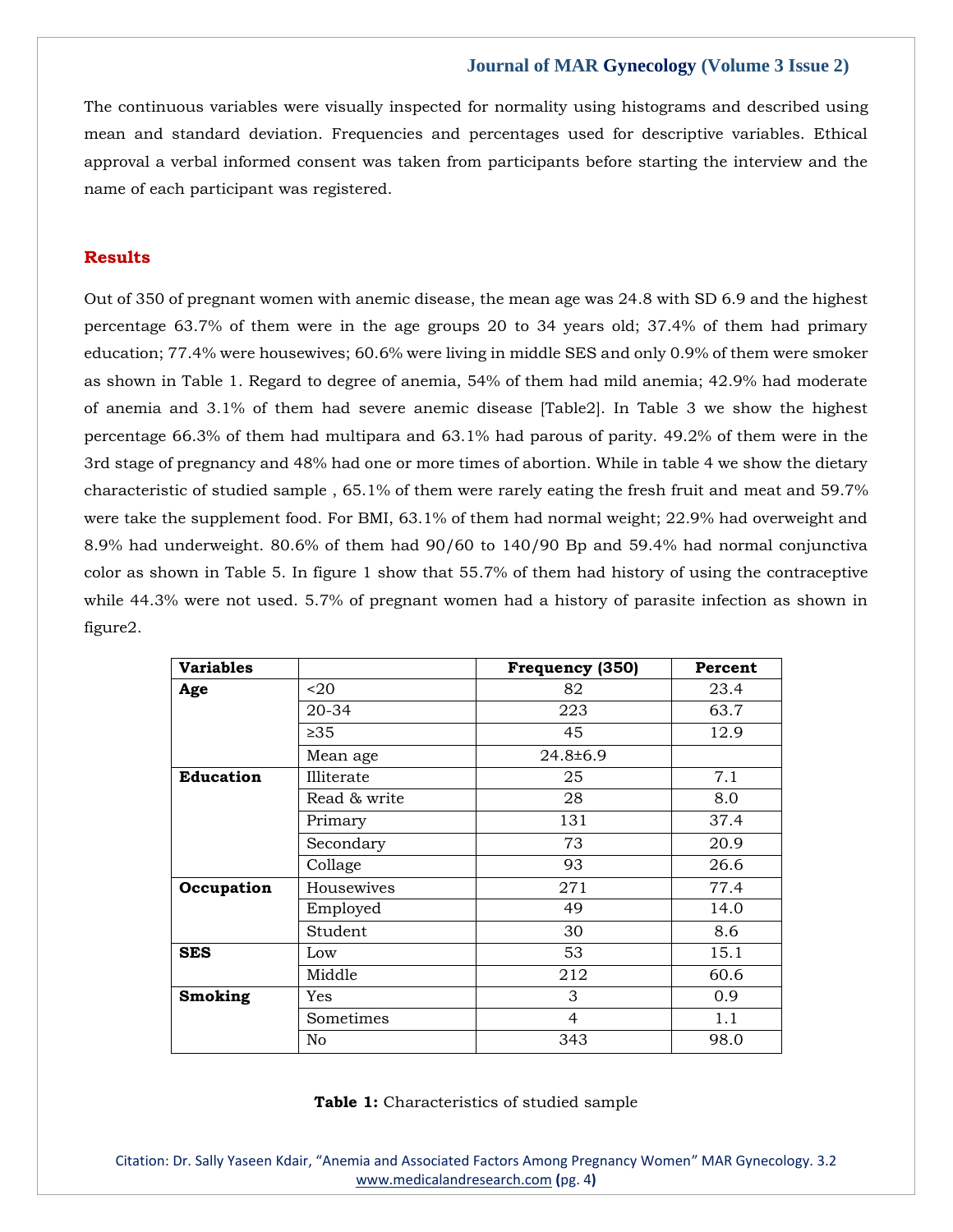The continuous variables were visually inspected for normality using histograms and described using mean and standard deviation. Frequencies and percentages used for descriptive variables. Ethical approval a verbal informed consent was taken from participants before starting the interview and the name of each participant was registered.

## Results

Out of 350 of pregnant women with anemic disease, the mean age was 24.8 with SD 6.9 and the highest percentage 63.7% of them were in the age groups 20 to 34 years old; 37.4% of them had primary education; 77.4% were housewives; 60.6% were living in middle SES and only 0.9% of them were smoker as shown in Table 1. Regard to degree of anemia, 54% of them had mild anemia; 42.9% had moderate of anemia and 3.1% of them had severe anemic disease [Table2]. In Table 3 we show the highest percentage 66.3% of them had multipara and 63.1% had parous of parity. 49.2% of them were in the 3rd stage of pregnancy and 48% had one or more times of abortion. While in table 4 we show the dietary characteristic of studied sample , 65.1% of them were rarely eating the fresh fruit and meat and 59.7% were take the supplement food. For BMI, 63.1% of them had normal weight; 22.9% had overweight and 8.9% had underweight. 80.6% of them had 90/60 to 140/90 Bp and 59.4% had normal conjunctiva color as shown in Table 5. In figure 1 show that 55.7% of them had history of using the contraceptive while 44.3% were not used. 5.7% of pregnant women had a history of parasite infection as shown in figure2.

| Variables | | Frequency (350) | Percent |
|---|---|---|---|
| **Age** | <20 | 82 | 23.4 |
| | 20-34 | 223 | 63.7 |
| | ≥35 | 45 | 12.9 |
| | Mean age | 24.8±6.9 | |
| **Education** | Illiterate | 25 | 7.1 |
| | Read & write | 28 | 8.0 |
| | Primary | 131 | 37.4 |
| | Secondary | 73 | 20.9 |
| | Collage | 93 | 26.6 |
| **Occupation** | Housewives | 271 | 77.4 |
| | Employed | 49 | 14.0 |
| | Student | 30 | 8.6 |
| **SES** | Low | 53 | 15.1 |
| | Middle | 212 | 60.6 |
| **Smoking** | Yes | 3 | 0.9 |
| | Sometimes | 4 | 1.1 |
| | No | 343 | 98.0 |

**Table 1:** Characteristics of studied sample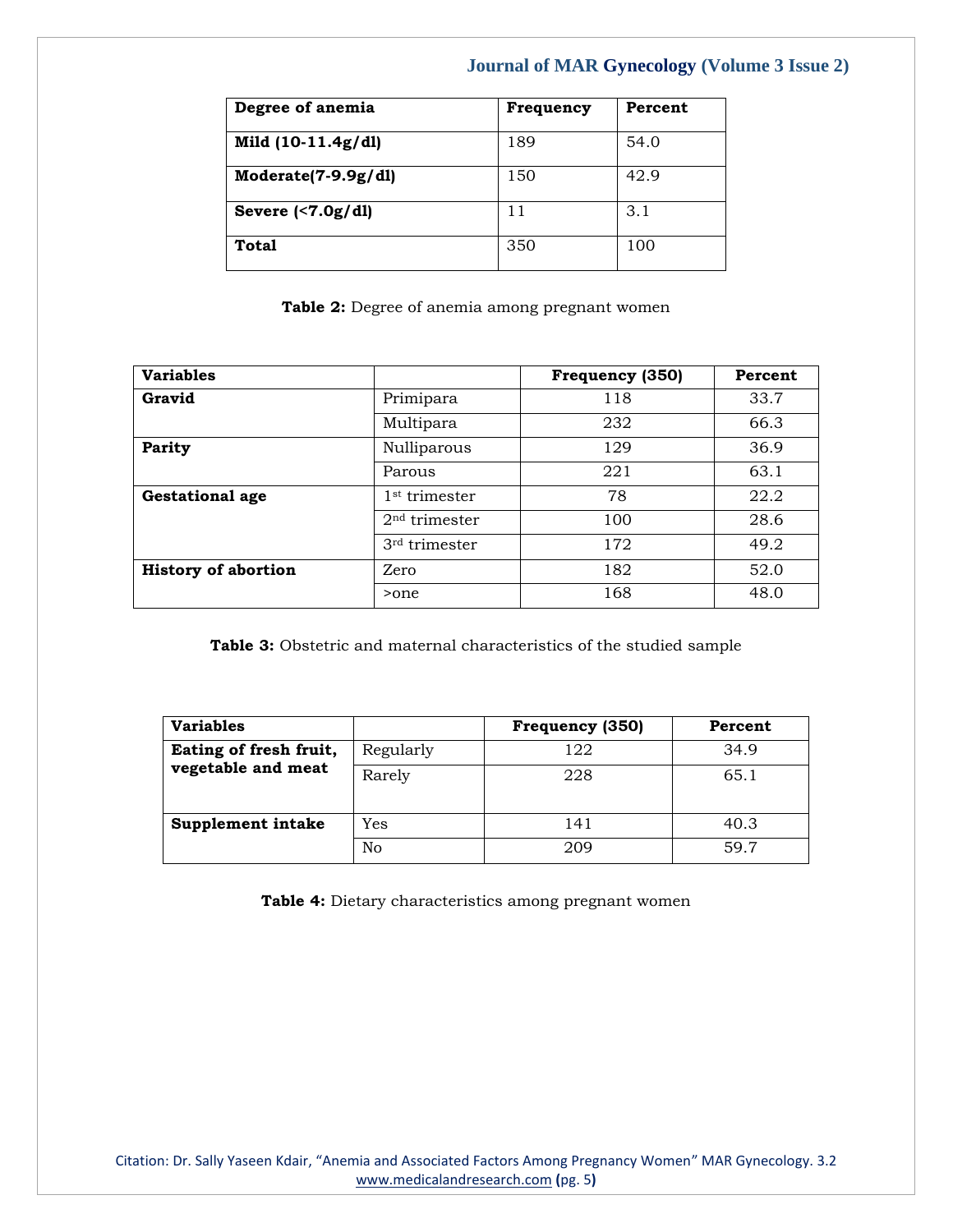| Degree of anemia | Frequency | Percent |
|---|---|---|
| **Mild (10-11.4g/dl)** | 189 | 54.0 |
| **Moderate(7-9.9g/dl)** | 150 | 42.9 |
| **Severe (<7.0g/dl)** | 11 | 3.1 |
| **Total** | 350 | 100 |

**Table 2:** Degree of anemia among pregnant women

| Variables | | Frequency (350) | Percent |
|---|---|---|---|
| **Gravid** | Primipara | 118 | 33.7 |
| | Multipara | 232 | 66.3 |
| **Parity** | Nulliparous | 129 | 36.9 |
| | Parous | 221 | 63.1 |
| **Gestational age** | 1st trimester | 78 | 22.2 |
| | 2nd trimester | 100 | 28.6 |
| | 3rd trimester | 172 | 49.2 |
| **History of abortion** | Zero | 182 | 52.0 |
| | >one | 168 | 48.0 |

**Table 3:** Obstetric and maternal characteristics of the studied sample

| Variables | | Frequency (350) | Percent |
|---|---|---|---|
| **Eating of fresh fruit, vegetable and meat** | Regularly | 122 | 34.9 |
| | Rarely | 228 | 65.1 |
| **Supplement intake** | Yes | 141 | 40.3 |
| | No | 209 | 59.7 |

**Table 4:** Dietary characteristics among pregnant women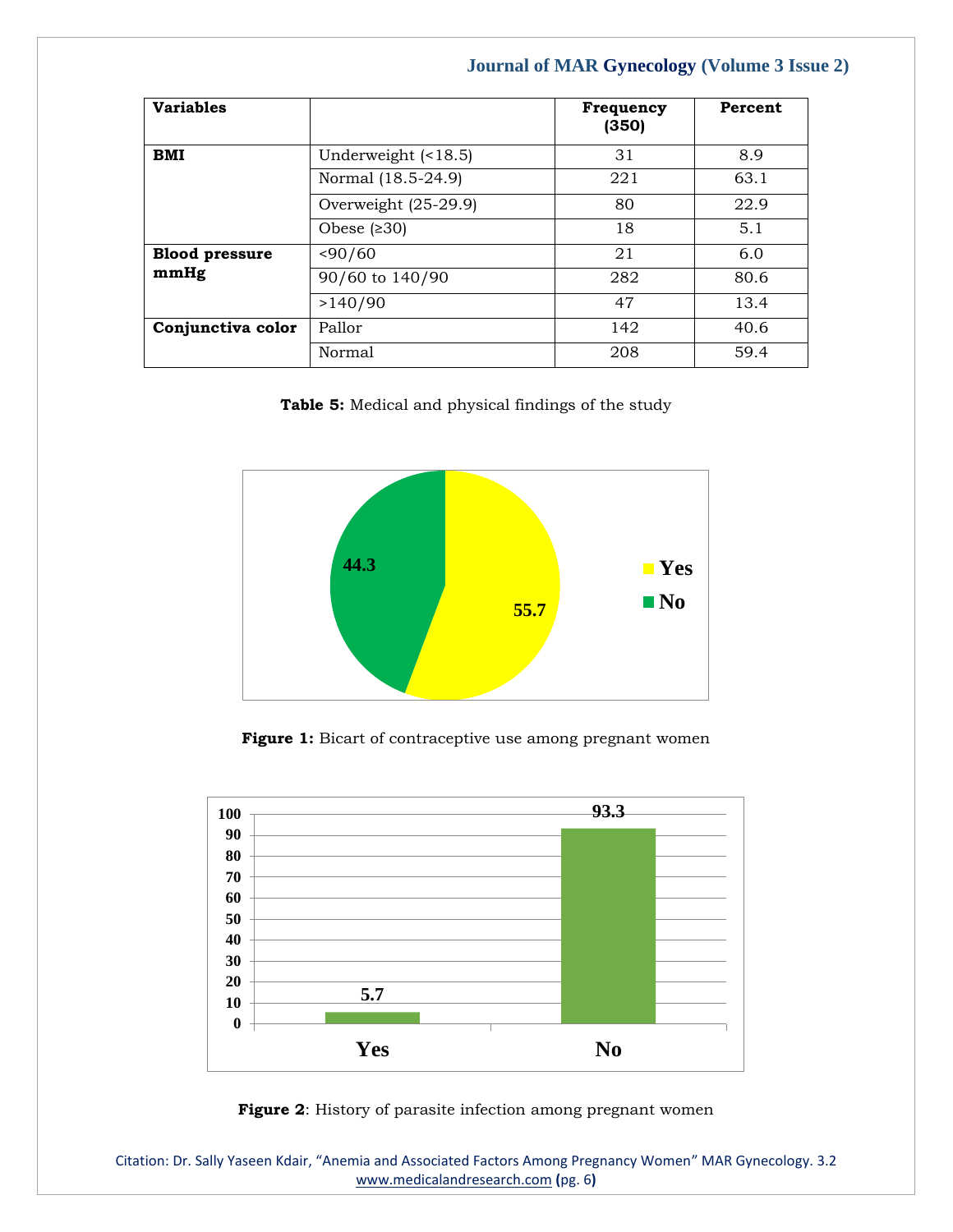| Variables | | Frequency (350) | Percent |
|---|---|---|---|
| **BMI** | Underweight (<18.5) | 31 | 8.9 |
| | Normal (18.5-24.9) | 221 | 63.1 |
| | Overweight (25-29.9) | 80 | 22.9 |
| | Obese (≥30) | 18 | 5.1 |
| **Blood pressure mmHg** | <90/60 | 21 | 6.0 |
| | 90/60 to 140/90 | 282 | 80.6 |
| | >140/90 | 47 | 13.4 |
| **Conjunctiva color** | Pallor | 142 | 40.6 |
| | Normal | 208 | 59.4 |

**Table 5:** Medical and physical findings of the study

**Figure 1:** Bicart of contraceptive use among pregnant women

**Figure 2**: History of parasite infection among pregnant women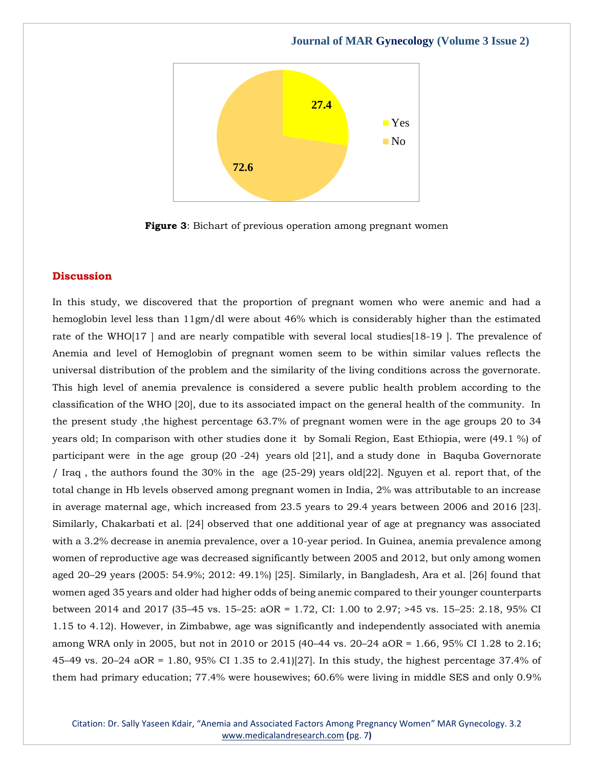27.4

72.6

Yes

No

**Figure 3**: Bichart of previous operation among pregnant women

## Discussion

In this study, we discovered that the proportion of pregnant women who were anemic and had a hemoglobin level less than 11gm/dl were about 46% which is considerably higher than the estimated rate of the WHO[17 ] and are nearly compatible with several local studies[18-19 ]. The prevalence of Anemia and level of Hemoglobin of pregnant women seem to be within similar values reflects the universal distribution of the problem and the similarity of the living conditions across the governorate. This high level of anemia prevalence is considered a severe public health problem according to the classification of the WHO [20], due to its associated impact on the general health of the community. In the present study ,the highest percentage 63.7% of pregnant women were in the age groups 20 to 34 years old; In comparison with other studies done it by Somali Region, East Ethiopia, were (49.1 %) of participant were in the age group (20 -24) years old [21], and a study done in Baquba Governorate / Iraq , the authors found the 30% in the age (25-29) years old[22]. Nguyen et al. report that, of the total change in Hb levels observed among pregnant women in India, 2% was attributable to an increase in average maternal age, which increased from 23.5 years to 29.4 years between 2006 and 2016 [23]. Similarly, Chakarbati et al. [24] observed that one additional year of age at pregnancy was associated with a 3.2% decrease in anemia prevalence, over a 10-year period. In Guinea, anemia prevalence among women of reproductive age was decreased significantly between 2005 and 2012, but only among women aged 20–29 years (2005: 54.9%; 2012: 49.1%) [25]. Similarly, in Bangladesh, Ara et al. [26] found that women aged 35 years and older had higher odds of being anemic compared to their younger counterparts between 2014 and 2017 (35–45 vs. 15–25: aOR = 1.72, CI: 1.00 to 2.97; >45 vs. 15–25: 2.18, 95% CI 1.15 to 4.12). However, in Zimbabwe, age was significantly and independently associated with anemia among WRA only in 2005, but not in 2010 or 2015 (40–44 vs. 20–24 aOR = 1.66, 95% CI 1.28 to 2.16; 45–49 vs. 20–24 aOR = 1.80, 95% CI 1.35 to 2.41)[27]. In this study, the highest percentage 37.4% of them had primary education; 77.4% were housewives; 60.6% were living in middle SES and only 0.9%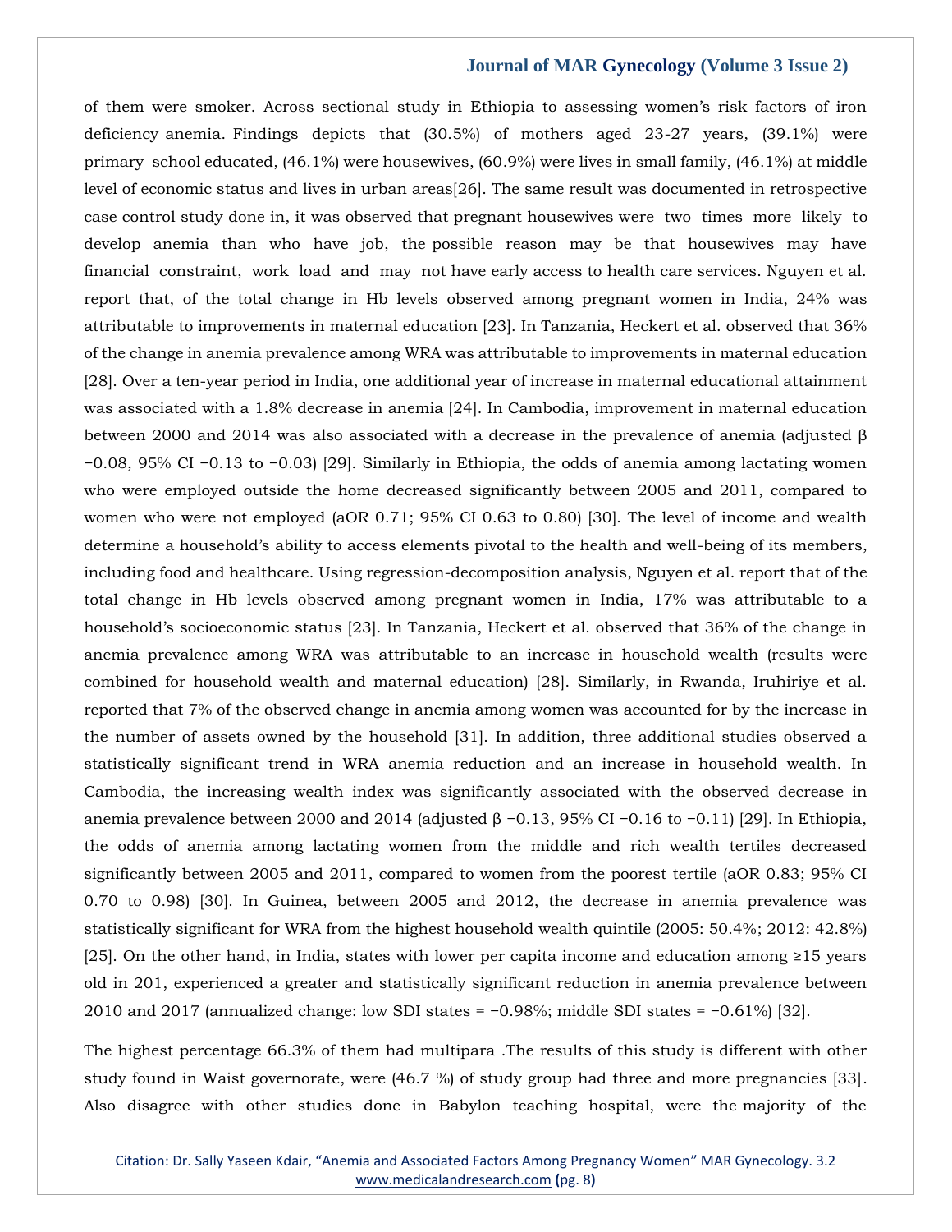of them were smoker. Across sectional study in Ethiopia to assessing women's risk factors of iron deficiency anemia. Findings depicts that (30.5%) of mothers aged 23-27 years, (39.1%) were primary school educated, (46.1%) were housewives, (60.9%) were lives in small family, (46.1%) at middle level of economic status and lives in urban areas[26]. The same result was documented in retrospective case control study done in, it was observed that pregnant housewives were two times more likely to develop anemia than who have job, the possible reason may be that housewives may have financial constraint, work load and may not have early access to health care services. Nguyen et al. report that, of the total change in Hb levels observed among pregnant women in India, 24% was attributable to improvements in maternal education [23]. In Tanzania, Heckert et al. observed that 36% of the change in anemia prevalence among WRA was attributable to improvements in maternal education [28]. Over a ten-year period in India, one additional year of increase in maternal educational attainment was associated with a 1.8% decrease in anemia [24]. In Cambodia, improvement in maternal education between 2000 and 2014 was also associated with a decrease in the prevalence of anemia (adjusted β −0.08, 95% CI −0.13 to −0.03) [29]. Similarly in Ethiopia, the odds of anemia among lactating women who were employed outside the home decreased significantly between 2005 and 2011, compared to women who were not employed (aOR 0.71; 95% CI 0.63 to 0.80) [30]. The level of income and wealth determine a household's ability to access elements pivotal to the health and well-being of its members, including food and healthcare. Using regression-decomposition analysis, Nguyen et al. report that of the total change in Hb levels observed among pregnant women in India, 17% was attributable to a household's socioeconomic status [23]. In Tanzania, Heckert et al. observed that 36% of the change in anemia prevalence among WRA was attributable to an increase in household wealth (results were combined for household wealth and maternal education) [28]. Similarly, in Rwanda, Iruhiriye et al. reported that 7% of the observed change in anemia among women was accounted for by the increase in the number of assets owned by the household [31]. In addition, three additional studies observed a statistically significant trend in WRA anemia reduction and an increase in household wealth. In Cambodia, the increasing wealth index was significantly associated with the observed decrease in anemia prevalence between 2000 and 2014 (adjusted β −0.13, 95% CI −0.16 to −0.11) [29]. In Ethiopia, the odds of anemia among lactating women from the middle and rich wealth tertiles decreased significantly between 2005 and 2011, compared to women from the poorest tertile (aOR 0.83; 95% CI 0.70 to 0.98) [30]. In Guinea, between 2005 and 2012, the decrease in anemia prevalence was statistically significant for WRA from the highest household wealth quintile (2005: 50.4%; 2012: 42.8%) [25]. On the other hand, in India, states with lower per capita income and education among ≥15 years old in 201, experienced a greater and statistically significant reduction in anemia prevalence between 2010 and 2017 (annualized change: low SDI states = −0.98%; middle SDI states = −0.61%) [32].

The highest percentage 66.3% of them had multipara .The results of this study is different with other study found in Waist governorate, were (46.7 %) of study group had three and more pregnancies [33]. Also disagree with other studies done in Babylon teaching hospital, were the majority of the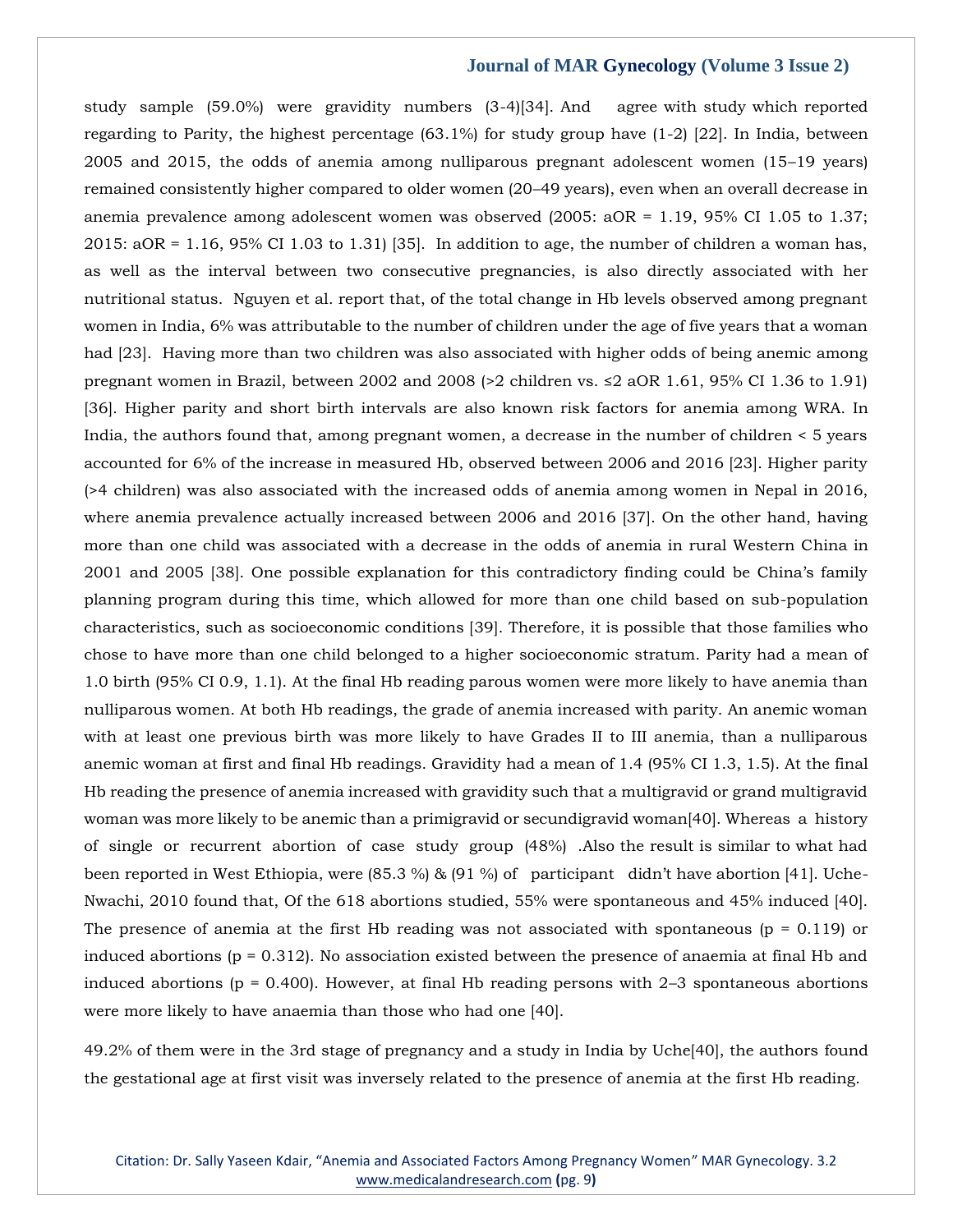study sample (59.0%) were gravidity numbers (3-4)[34]. And agree with study which reported regarding to Parity, the highest percentage (63.1%) for study group have (1-2) [22]. In India, between 2005 and 2015, the odds of anemia among nulliparous pregnant adolescent women (15–19 years) remained consistently higher compared to older women (20–49 years), even when an overall decrease in anemia prevalence among adolescent women was observed (2005: aOR = 1.19, 95% CI 1.05 to 1.37; 2015: aOR = 1.16, 95% CI 1.03 to 1.31) [35]. In addition to age, the number of children a woman has, as well as the interval between two consecutive pregnancies, is also directly associated with her nutritional status. Nguyen et al. report that, of the total change in Hb levels observed among pregnant women in India, 6% was attributable to the number of children under the age of five years that a woman had [23]. Having more than two children was also associated with higher odds of being anemic among pregnant women in Brazil, between 2002 and 2008 (>2 children vs. ≤2 aOR 1.61, 95% CI 1.36 to 1.91) [36]. Higher parity and short birth intervals are also known risk factors for anemia among WRA. In India, the authors found that, among pregnant women, a decrease in the number of children < 5 years accounted for 6% of the increase in measured Hb, observed between 2006 and 2016 [23]. Higher parity (>4 children) was also associated with the increased odds of anemia among women in Nepal in 2016, where anemia prevalence actually increased between 2006 and 2016 [37]. On the other hand, having more than one child was associated with a decrease in the odds of anemia in rural Western China in 2001 and 2005 [38]. One possible explanation for this contradictory finding could be China's family planning program during this time, which allowed for more than one child based on sub-population characteristics, such as socioeconomic conditions [39]. Therefore, it is possible that those families who chose to have more than one child belonged to a higher socioeconomic stratum. Parity had a mean of 1.0 birth (95% CI 0.9, 1.1). At the final Hb reading parous women were more likely to have anemia than nulliparous women. At both Hb readings, the grade of anemia increased with parity. An anemic woman with at least one previous birth was more likely to have Grades II to III anemia, than a nulliparous anemic woman at first and final Hb readings. Gravidity had a mean of 1.4 (95% CI 1.3, 1.5). At the final Hb reading the presence of anemia increased with gravidity such that a multigravid or grand multigravid woman was more likely to be anemic than a primigravid or secundigravid woman[40]. Whereas a history of single or recurrent abortion of case study group (48%) .Also the result is similar to what had been reported in West Ethiopia, were (85.3 %) & (91 %) of participant didn't have abortion [41]. Uche-Nwachi, 2010 found that, Of the 618 abortions studied, 55% were spontaneous and 45% induced [40]. The presence of anemia at the first Hb reading was not associated with spontaneous (p = 0.119) or induced abortions (p = 0.312). No association existed between the presence of anaemia at final Hb and induced abortions (p = 0.400). However, at final Hb reading persons with 2–3 spontaneous abortions were more likely to have anaemia than those who had one [40].

49.2% of them were in the 3rd stage of pregnancy and a study in India by Uche[40], the authors found the gestational age at first visit was inversely related to the presence of anemia at the first Hb reading.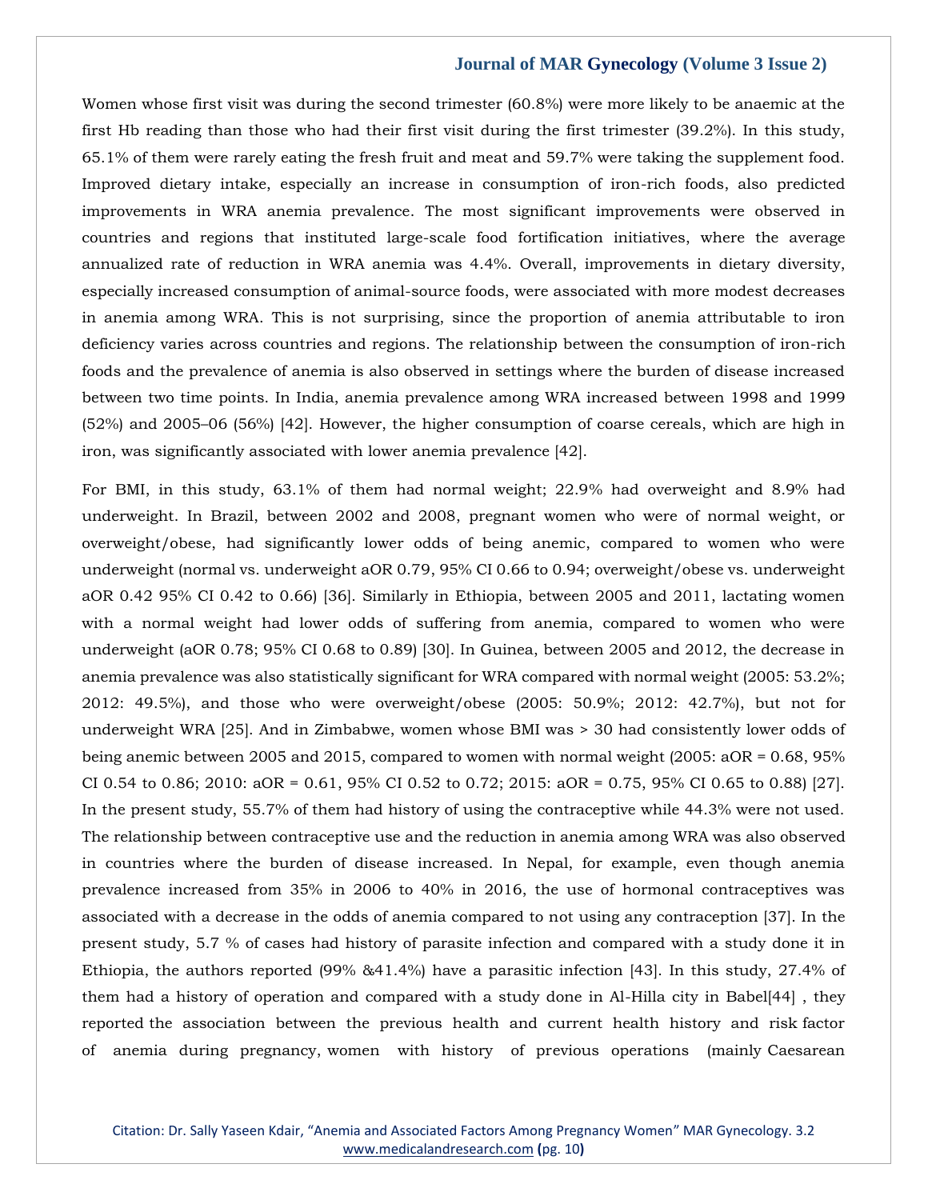Women whose first visit was during the second trimester (60.8%) were more likely to be anaemic at the first Hb reading than those who had their first visit during the first trimester (39.2%). In this study, 65.1% of them were rarely eating the fresh fruit and meat and 59.7% were taking the supplement food. Improved dietary intake, especially an increase in consumption of iron-rich foods, also predicted improvements in WRA anemia prevalence. The most significant improvements were observed in countries and regions that instituted large-scale food fortification initiatives, where the average annualized rate of reduction in WRA anemia was 4.4%. Overall, improvements in dietary diversity, especially increased consumption of animal-source foods, were associated with more modest decreases in anemia among WRA. This is not surprising, since the proportion of anemia attributable to iron deficiency varies across countries and regions. The relationship between the consumption of iron-rich foods and the prevalence of anemia is also observed in settings where the burden of disease increased between two time points. In India, anemia prevalence among WRA increased between 1998 and 1999 (52%) and 2005–06 (56%) [42]. However, the higher consumption of coarse cereals, which are high in iron, was significantly associated with lower anemia prevalence [42].

For BMI, in this study, 63.1% of them had normal weight; 22.9% had overweight and 8.9% had underweight. In Brazil, between 2002 and 2008, pregnant women who were of normal weight, or overweight/obese, had significantly lower odds of being anemic, compared to women who were underweight (normal vs. underweight aOR 0.79, 95% CI 0.66 to 0.94; overweight/obese vs. underweight aOR 0.42 95% CI 0.42 to 0.66) [36]. Similarly in Ethiopia, between 2005 and 2011, lactating women with a normal weight had lower odds of suffering from anemia, compared to women who were underweight (aOR 0.78; 95% CI 0.68 to 0.89) [30]. In Guinea, between 2005 and 2012, the decrease in anemia prevalence was also statistically significant for WRA compared with normal weight (2005: 53.2%; 2012: 49.5%), and those who were overweight/obese (2005: 50.9%; 2012: 42.7%), but not for underweight WRA [25]. And in Zimbabwe, women whose BMI was > 30 had consistently lower odds of being anemic between 2005 and 2015, compared to women with normal weight (2005: aOR = 0.68, 95% CI 0.54 to 0.86; 2010: aOR = 0.61, 95% CI 0.52 to 0.72; 2015: aOR = 0.75, 95% CI 0.65 to 0.88) [27]. In the present study, 55.7% of them had history of using the contraceptive while 44.3% were not used. The relationship between contraceptive use and the reduction in anemia among WRA was also observed in countries where the burden of disease increased. In Nepal, for example, even though anemia prevalence increased from 35% in 2006 to 40% in 2016, the use of hormonal contraceptives was associated with a decrease in the odds of anemia compared to not using any contraception [37]. In the present study, 5.7 % of cases had history of parasite infection and compared with a study done it in Ethiopia, the authors reported (99% &41.4%) have a parasitic infection [43]. In this study, 27.4% of them had a history of operation and compared with a study done in Al-Hilla city in Babel[44] , they reported the association between the previous health and current health history and risk factor of anemia during pregnancy, women with history of previous operations (mainly Caesarean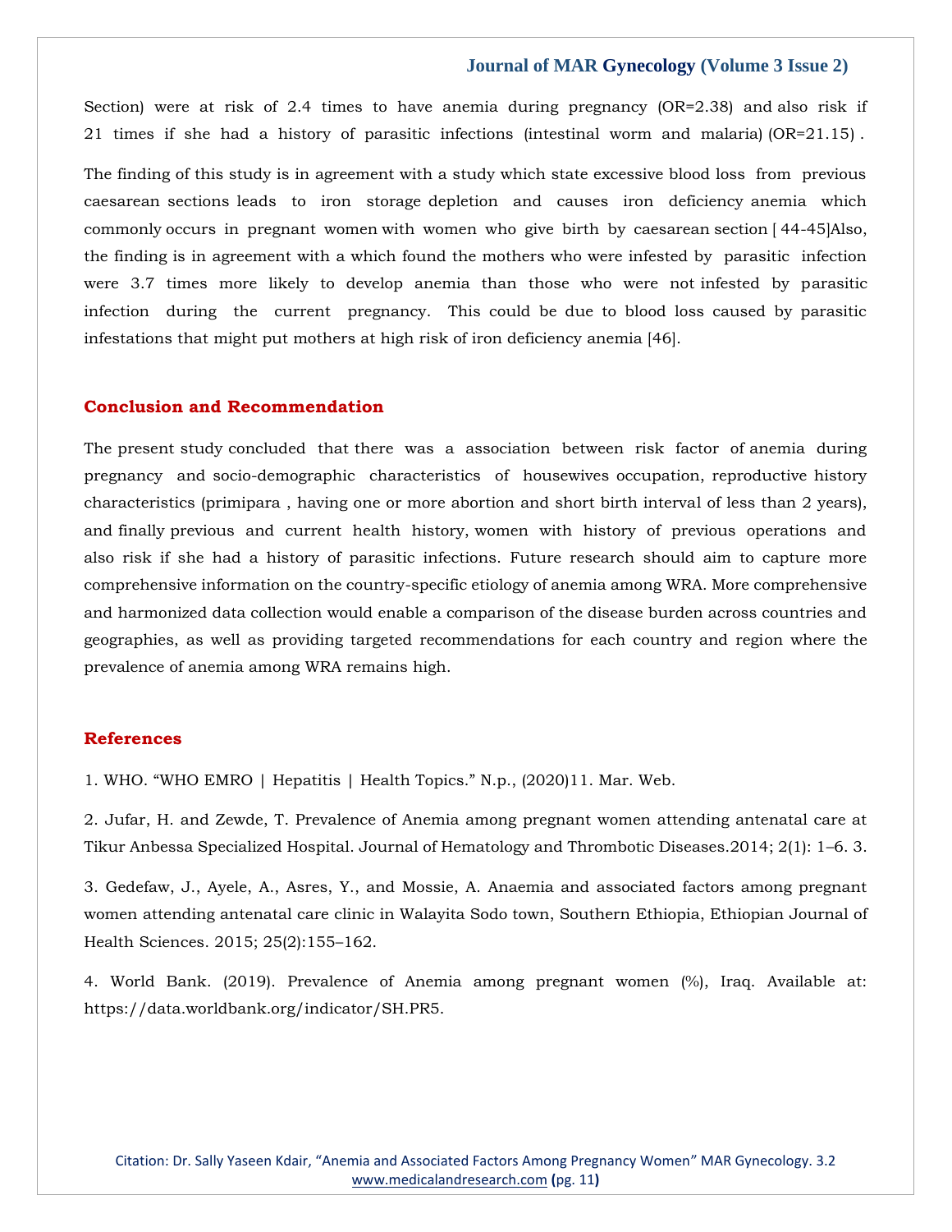Section) were at risk of 2.4 times to have anemia during pregnancy (OR=2.38) and also risk if 21 times if she had a history of parasitic infections (intestinal worm and malaria) (OR=21.15) .

The finding of this study is in agreement with a study which state excessive blood loss from previous caesarean sections leads to iron storage depletion and causes iron deficiency anemia which commonly occurs in pregnant women with women who give birth by caesarean section [ 44-45]Also, the finding is in agreement with a which found the mothers who were infested by parasitic infection were 3.7 times more likely to develop anemia than those who were not infested by parasitic infection during the current pregnancy. This could be due to blood loss caused by parasitic infestations that might put mothers at high risk of iron deficiency anemia [46].

## Conclusion and Recommendation

The present study concluded that there was a association between risk factor of anemia during pregnancy and socio-demographic characteristics of housewives occupation, reproductive history characteristics (primipara , having one or more abortion and short birth interval of less than 2 years), and finally previous and current health history, women with history of previous operations and also risk if she had a history of parasitic infections. Future research should aim to capture more comprehensive information on the country-specific etiology of anemia among WRA. More comprehensive and harmonized data collection would enable a comparison of the disease burden across countries and geographies, as well as providing targeted recommendations for each country and region where the prevalence of anemia among WRA remains high.

## References

1. WHO. “WHO EMRO | Hepatitis | Health Topics.” N.p., (2020)11. Mar. Web.

2. Jufar, H. and Zewde, T. Prevalence of Anemia among pregnant women attending antenatal care at Tikur Anbessa Specialized Hospital. Journal of Hematology and Thrombotic Diseases.2014; 2(1): 1–6. 3.

3. Gedefaw, J., Ayele, A., Asres, Y., and Mossie, A. Anaemia and associated factors among pregnant women attending antenatal care clinic in Walayita Sodo town, Southern Ethiopia, Ethiopian Journal of Health Sciences. 2015; 25(2):155–162.

4. World Bank. (2019). Prevalence of Anemia among pregnant women (%), Iraq. Available at: https://data.worldbank.org/indicator/SH.PR5.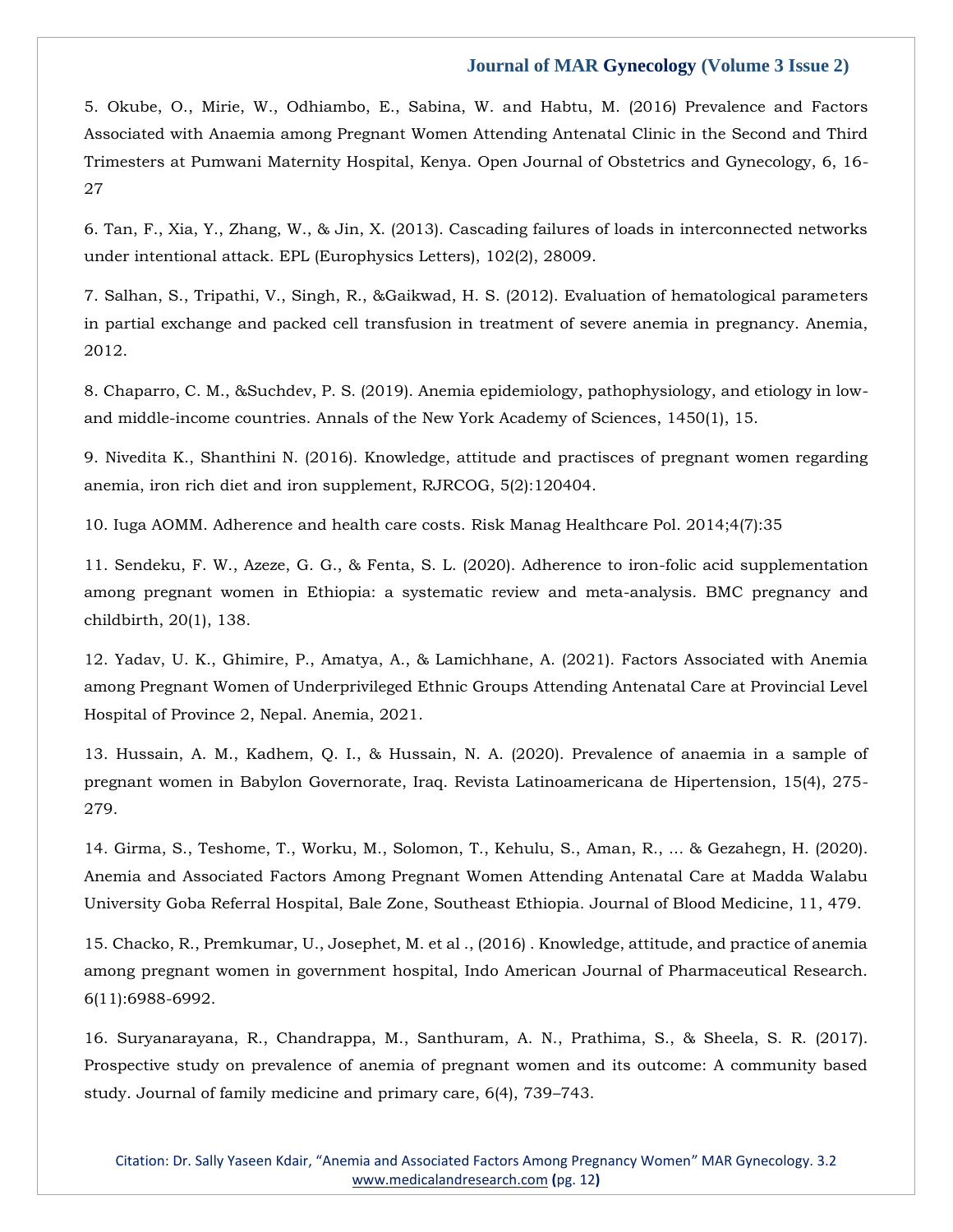5. Okube, O., Mirie, W., Odhiambo, E., Sabina, W. and Habtu, M. (2016) Prevalence and Factors Associated with Anaemia among Pregnant Women Attending Antenatal Clinic in the Second and Third Trimesters at Pumwani Maternity Hospital, Kenya. Open Journal of Obstetrics and Gynecology, 6, 16-27

6. Tan, F., Xia, Y., Zhang, W., & Jin, X. (2013). Cascading failures of loads in interconnected networks under intentional attack. EPL (Europhysics Letters), 102(2), 28009.

7. Salhan, S., Tripathi, V., Singh, R., &Gaikwad, H. S. (2012). Evaluation of hematological parameters in partial exchange and packed cell transfusion in treatment of severe anemia in pregnancy. Anemia, 2012.

8. Chaparro, C. M., &Suchdev, P. S. (2019). Anemia epidemiology, pathophysiology, and etiology in low- and middle-income countries. Annals of the New York Academy of Sciences, 1450(1), 15.

9. Nivedita K., Shanthini N. (2016). Knowledge, attitude and practisces of pregnant women regarding anemia, iron rich diet and iron supplement, RJRCOG, 5(2):120404.

10. Iuga AOMM. Adherence and health care costs. Risk Manag Healthcare Pol. 2014;4(7):35

11. Sendeku, F. W., Azeze, G. G., & Fenta, S. L. (2020). Adherence to iron-folic acid supplementation among pregnant women in Ethiopia: a systematic review and meta-analysis. BMC pregnancy and childbirth, 20(1), 138.

12. Yadav, U. K., Ghimire, P., Amatya, A., & Lamichhane, A. (2021). Factors Associated with Anemia among Pregnant Women of Underprivileged Ethnic Groups Attending Antenatal Care at Provincial Level Hospital of Province 2, Nepal. Anemia, 2021.

13. Hussain, A. M., Kadhem, Q. I., & Hussain, N. A. (2020). Prevalence of anaemia in a sample of pregnant women in Babylon Governorate, Iraq. Revista Latinoamericana de Hipertension, 15(4), 275-279.

14. Girma, S., Teshome, T., Worku, M., Solomon, T., Kehulu, S., Aman, R., ... & Gezahegn, H. (2020). Anemia and Associated Factors Among Pregnant Women Attending Antenatal Care at Madda Walabu University Goba Referral Hospital, Bale Zone, Southeast Ethiopia. Journal of Blood Medicine, 11, 479.

15. Chacko, R., Premkumar, U., Josephet, M. et al ., (2016) . Knowledge, attitude, and practice of anemia among pregnant women in government hospital, Indo American Journal of Pharmaceutical Research. 6(11):6988-6992.

16. Suryanarayana, R., Chandrappa, M., Santhuram, A. N., Prathima, S., & Sheela, S. R. (2017). Prospective study on prevalence of anemia of pregnant women and its outcome: A community based study. Journal of family medicine and primary care, 6(4), 739–743.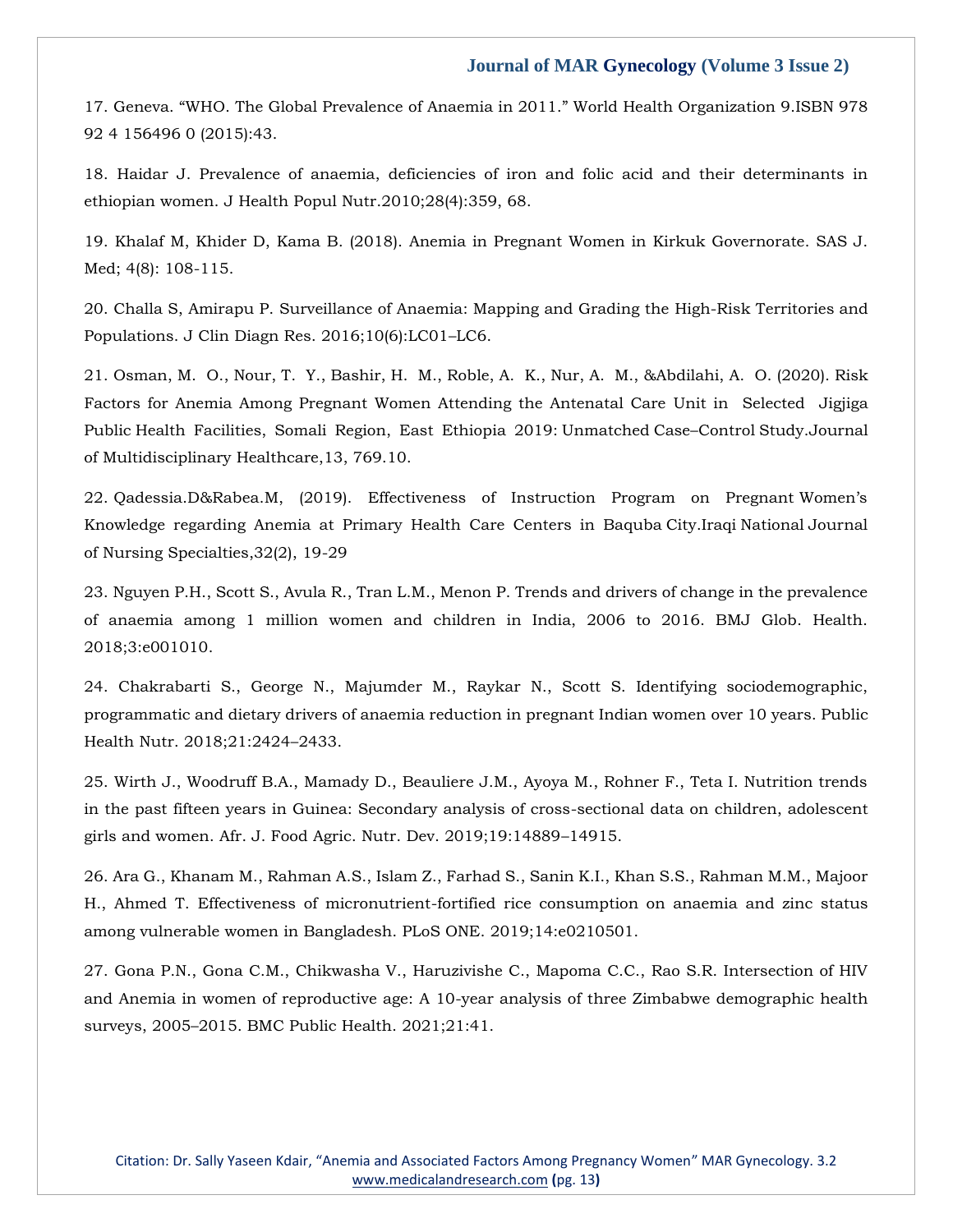17. Geneva. "WHO. The Global Prevalence of Anaemia in 2011." World Health Organization 9.ISBN 978 92 4 156496 0 (2015):43.

18. Haidar J. Prevalence of anaemia, deficiencies of iron and folic acid and their determinants in ethiopian women. J Health Popul Nutr.2010;28(4):359, 68.

19. Khalaf M, Khider D, Kama B. (2018). Anemia in Pregnant Women in Kirkuk Governorate. SAS J. Med; 4(8): 108-115.

20. Challa S, Amirapu P. Surveillance of Anaemia: Mapping and Grading the High-Risk Territories and Populations. J Clin Diagn Res. 2016;10(6):LC01–LC6.

21. Osman, M. O., Nour, T. Y., Bashir, H. M., Roble, A. K., Nur, A. M., &Abdilahi, A. O. (2020). Risk Factors for Anemia Among Pregnant Women Attending the Antenatal Care Unit in Selected Jigjiga Public Health Facilities, Somali Region, East Ethiopia 2019: Unmatched Case–Control Study.Journal of Multidisciplinary Healthcare,13, 769.10.

22. Qadessia.D&Rabea.M, (2019). Effectiveness of Instruction Program on Pregnant Women's Knowledge regarding Anemia at Primary Health Care Centers in Baquba City.Iraqi National Journal of Nursing Specialties,32(2), 19-29

23. Nguyen P.H., Scott S., Avula R., Tran L.M., Menon P. Trends and drivers of change in the prevalence of anaemia among 1 million women and children in India, 2006 to 2016. BMJ Glob. Health. 2018;3:e001010.

24. Chakrabarti S., George N., Majumder M., Raykar N., Scott S. Identifying sociodemographic, programmatic and dietary drivers of anaemia reduction in pregnant Indian women over 10 years. Public Health Nutr. 2018;21:2424–2433.

25. Wirth J., Woodruff B.A., Mamady D., Beauliere J.M., Ayoya M., Rohner F., Teta I. Nutrition trends in the past fifteen years in Guinea: Secondary analysis of cross-sectional data on children, adolescent girls and women. Afr. J. Food Agric. Nutr. Dev. 2019;19:14889–14915.

26. Ara G., Khanam M., Rahman A.S., Islam Z., Farhad S., Sanin K.I., Khan S.S., Rahman M.M., Majoor H., Ahmed T. Effectiveness of micronutrient-fortified rice consumption on anaemia and zinc status among vulnerable women in Bangladesh. PLoS ONE. 2019;14:e0210501.

27. Gona P.N., Gona C.M., Chikwasha V., Haruzivishe C., Mapoma C.C., Rao S.R. Intersection of HIV and Anemia in women of reproductive age: A 10-year analysis of three Zimbabwe demographic health surveys, 2005–2015. BMC Public Health. 2021;21:41.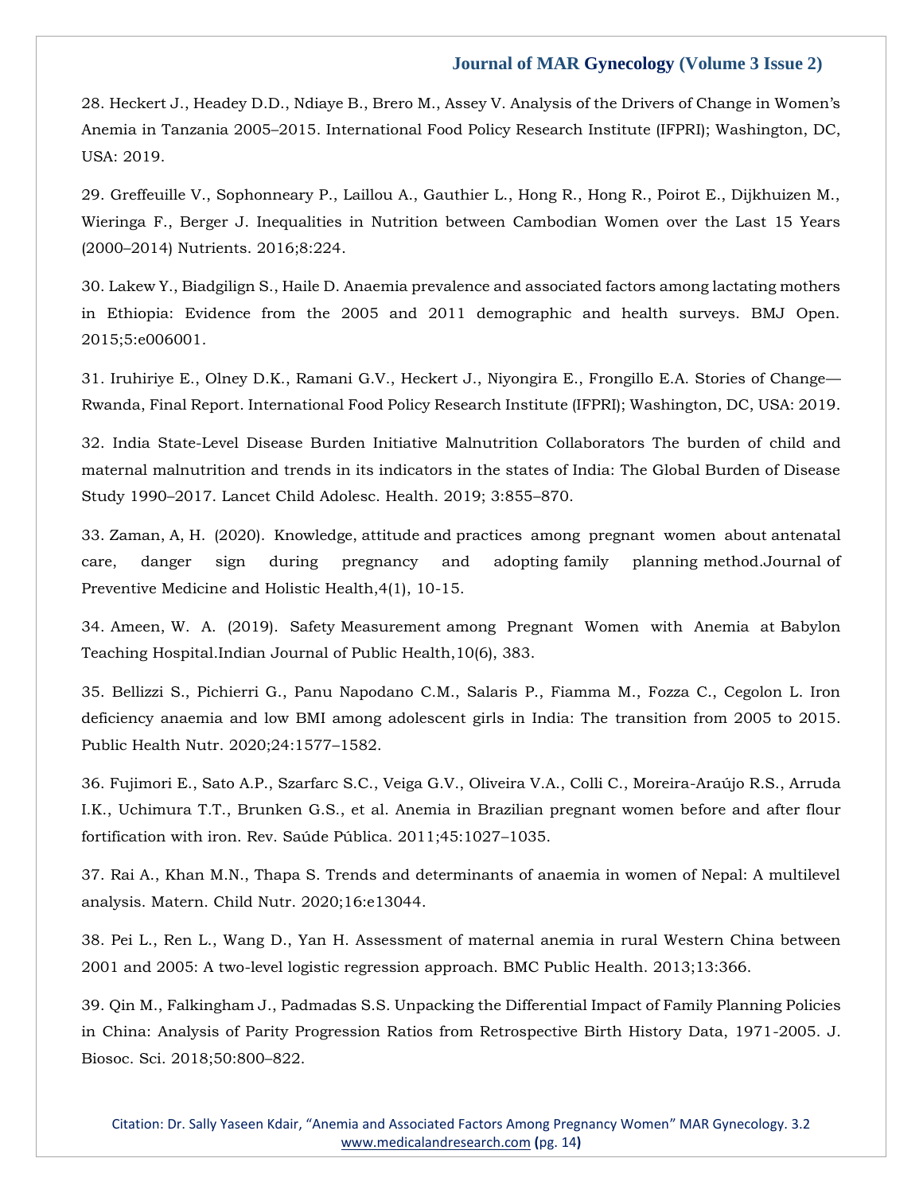28. Heckert J., Headey D.D., Ndiaye B., Brero M., Assey V. Analysis of the Drivers of Change in Women's Anemia in Tanzania 2005–2015. International Food Policy Research Institute (IFPRI); Washington, DC, USA: 2019.

29. Greffeuille V., Sophonneary P., Laillou A., Gauthier L., Hong R., Hong R., Poirot E., Dijkhuizen M., Wieringa F., Berger J. Inequalities in Nutrition between Cambodian Women over the Last 15 Years (2000–2014) Nutrients. 2016;8:224.

30. Lakew Y., Biadgilign S., Haile D. Anaemia prevalence and associated factors among lactating mothers in Ethiopia: Evidence from the 2005 and 2011 demographic and health surveys. BMJ Open. 2015;5:e006001.

31. Iruhiriye E., Olney D.K., Ramani G.V., Heckert J., Niyongira E., Frongillo E.A. Stories of Change—Rwanda, Final Report. International Food Policy Research Institute (IFPRI); Washington, DC, USA: 2019.

32. India State-Level Disease Burden Initiative Malnutrition Collaborators The burden of child and maternal malnutrition and trends in its indicators in the states of India: The Global Burden of Disease Study 1990–2017. Lancet Child Adolesc. Health. 2019; 3:855–870.

33. Zaman, A, H. (2020). Knowledge, attitude and practices among pregnant women about antenatal care, danger sign during pregnancy and adopting family planning method.Journal of Preventive Medicine and Holistic Health,4(1), 10-15.

34. Ameen, W. A. (2019). Safety Measurement among Pregnant Women with Anemia at Babylon Teaching Hospital.Indian Journal of Public Health,10(6), 383.

35. Bellizzi S., Pichierri G., Panu Napodano C.M., Salaris P., Fiamma M., Fozza C., Cegolon L. Iron deficiency anaemia and low BMI among adolescent girls in India: The transition from 2005 to 2015. Public Health Nutr. 2020;24:1577–1582.

36. Fujimori E., Sato A.P., Szarfarc S.C., Veiga G.V., Oliveira V.A., Colli C., Moreira-Araújo R.S., Arruda I.K., Uchimura T.T., Brunken G.S., et al. Anemia in Brazilian pregnant women before and after flour fortification with iron. Rev. Saúde Pública. 2011;45:1027–1035.

37. Rai A., Khan M.N., Thapa S. Trends and determinants of anaemia in women of Nepal: A multilevel analysis. Matern. Child Nutr. 2020;16:e13044.

38. Pei L., Ren L., Wang D., Yan H. Assessment of maternal anemia in rural Western China between 2001 and 2005: A two-level logistic regression approach. BMC Public Health. 2013;13:366.

39. Qin M., Falkingham J., Padmadas S.S. Unpacking the Differential Impact of Family Planning Policies in China: Analysis of Parity Progression Ratios from Retrospective Birth History Data, 1971-2005. J. Biosoc. Sci. 2018;50:800–822.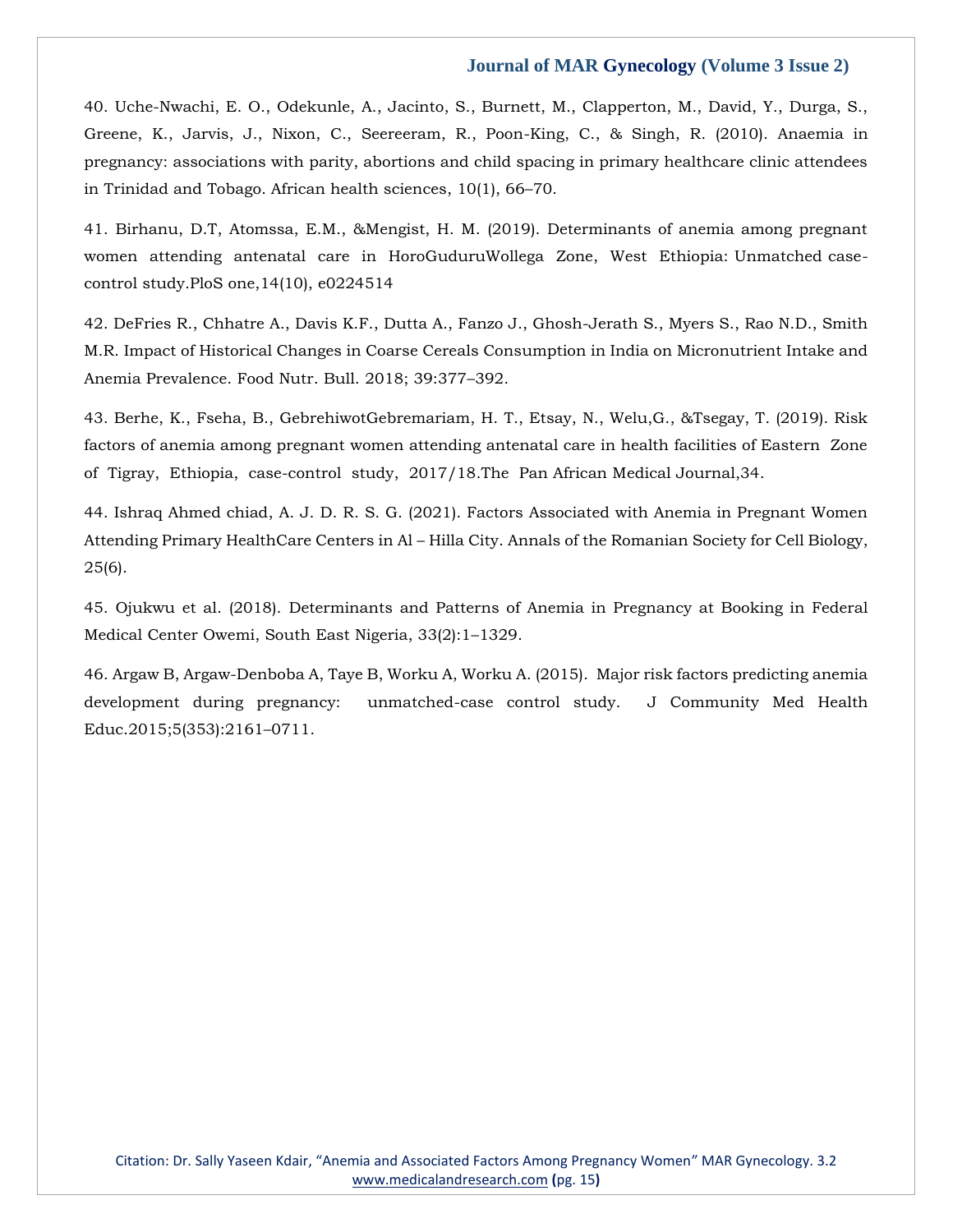40. Uche-Nwachi, E. O., Odekunle, A., Jacinto, S., Burnett, M., Clapperton, M., David, Y., Durga, S., Greene, K., Jarvis, J., Nixon, C., Seereeram, R., Poon-King, C., & Singh, R. (2010). Anaemia in pregnancy: associations with parity, abortions and child spacing in primary healthcare clinic attendees in Trinidad and Tobago. African health sciences, 10(1), 66–70.

41. Birhanu, D.T, Atomssa, E.M., &Mengist, H. M. (2019). Determinants of anemia among pregnant women attending antenatal care in HoroGuduruWollega Zone, West Ethiopia: Unmatched case-control study.PloS one,14(10), e0224514

42. DeFries R., Chhatre A., Davis K.F., Dutta A., Fanzo J., Ghosh-Jerath S., Myers S., Rao N.D., Smith M.R. Impact of Historical Changes in Coarse Cereals Consumption in India on Micronutrient Intake and Anemia Prevalence. Food Nutr. Bull. 2018; 39:377–392.

43. Berhe, K., Fseha, B., GebrehiwotGebremariam, H. T., Etsay, N., Welu,G., &Tsegay, T. (2019). Risk factors of anemia among pregnant women attending antenatal care in health facilities of Eastern Zone of Tigray, Ethiopia, case-control study, 2017/18.The Pan African Medical Journal,34.

44. Ishraq Ahmed chiad, A. J. D. R. S. G. (2021). Factors Associated with Anemia in Pregnant Women Attending Primary HealthCare Centers in Al – Hilla City. Annals of the Romanian Society for Cell Biology, 25(6).

45. Ojukwu et al. (2018). Determinants and Patterns of Anemia in Pregnancy at Booking in Federal Medical Center Owemi, South East Nigeria, 33(2):1–1329.

46. Argaw B, Argaw-Denboba A, Taye B, Worku A, Worku A. (2015). Major risk factors predicting anemia development during pregnancy: unmatched-case control study. J Community Med Health Educ.2015;5(353):2161–0711.